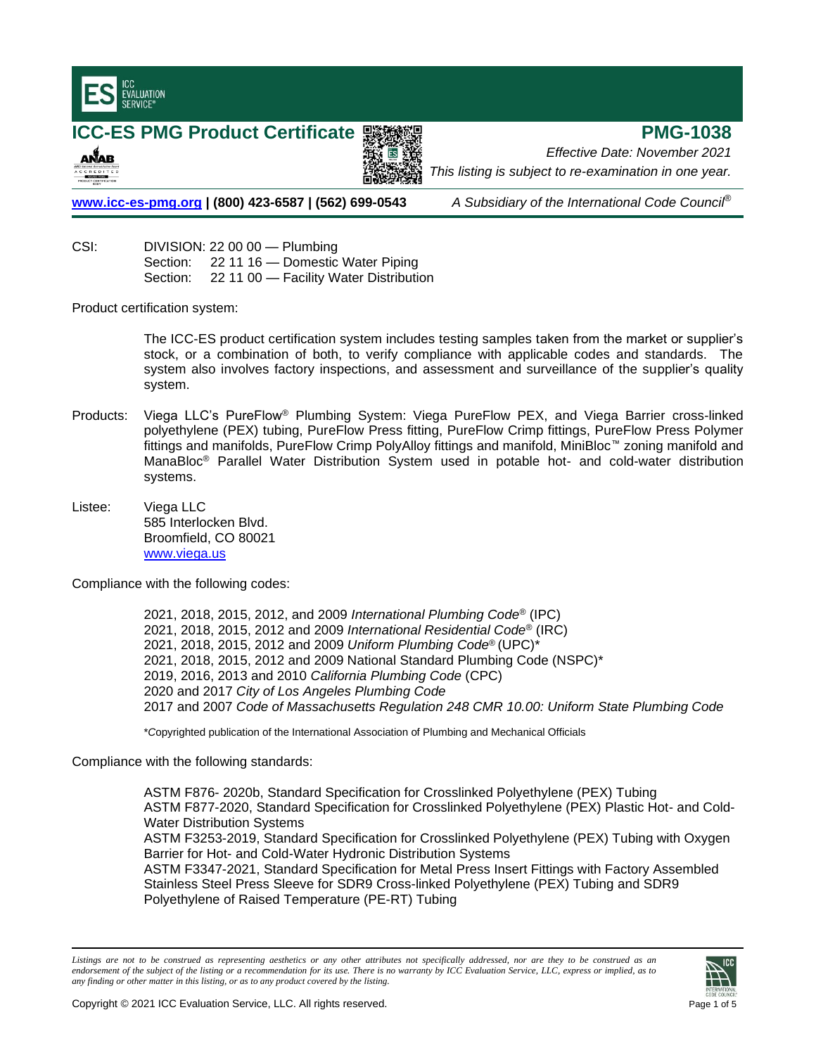# ICC-ES PMG Product Certificate

# PMG-1038

*Effective Date: November 2021*

*This listing is subject to re-examination in one year.*

**www.icc-es-pmg.org | (800) 423-6587 | (562) 699-0543**

*A Subsidiary of the International Code Council®*

CSI: DIVISION: 22 00 00 — Plumbing
Section: 22 11 16 — Domestic Water Piping
Section: 22 11 00 — Facility Water Distribution

Product certification system:

The ICC-ES product certification system includes testing samples taken from the market or supplier's stock, or a combination of both, to verify compliance with applicable codes and standards. The system also involves factory inspections, and assessment and surveillance of the supplier's quality system.

Products: Viega LLC's PureFlow® Plumbing System: Viega PureFlow PEX, and Viega Barrier cross-linked polyethylene (PEX) tubing, PureFlow Press fitting, PureFlow Crimp fittings, PureFlow Press Polymer fittings and manifolds, PureFlow Crimp PolyAlloy fittings and manifold, MiniBloc™ zoning manifold and ManaBloc® Parallel Water Distribution System used in potable hot- and cold-water distribution systems.

Listee: Viega LLC
585 Interlocken Blvd.
Broomfield, CO 80021
www.viega.us

Compliance with the following codes:

2021, 2018, 2015, 2012, and 2009 *International Plumbing Code®* (IPC)
2021, 2018, 2015, 2012 and 2009 *International Residential Code®* (IRC)
2021, 2018, 2015, 2012 and 2009 *Uniform Plumbing Code®* (UPC)*
2021, 2018, 2015, 2012 and 2009 National Standard Plumbing Code (NSPC)*
2019, 2016, 2013 and 2010 *California Plumbing Code* (CPC)
2020 and 2017 *City of Los Angeles Plumbing Code*
2017 and 2007 *Code of Massachusetts Regulation 248 CMR 10.00: Uniform State Plumbing Code*

*Copyrighted publication of the International Association of Plumbing and Mechanical Officials

Compliance with the following standards:

ASTM F876- 2020b, Standard Specification for Crosslinked Polyethylene (PEX) Tubing
ASTM F877-2020, Standard Specification for Crosslinked Polyethylene (PEX) Plastic Hot- and Cold-Water Distribution Systems
ASTM F3253-2019, Standard Specification for Crosslinked Polyethylene (PEX) Tubing with Oxygen Barrier for Hot- and Cold-Water Hydronic Distribution Systems
ASTM F3347-2021, Standard Specification for Metal Press Insert Fittings with Factory Assembled Stainless Steel Press Sleeve for SDR9 Cross-linked Polyethylene (PEX) Tubing and SDR9 Polyethylene of Raised Temperature (PE-RT) Tubing

*Listings are not to be construed as representing aesthetics or any other attributes not specifically addressed, nor are they to be construed as an endorsement of the subject of the listing or a recommendation for its use. There is no warranty by ICC Evaluation Service, LLC, express or implied, as to any finding or other matter in this listing, or as to any product covered by the listing.*

Copyright © 2021 ICC Evaluation Service, LLC. All rights reserved.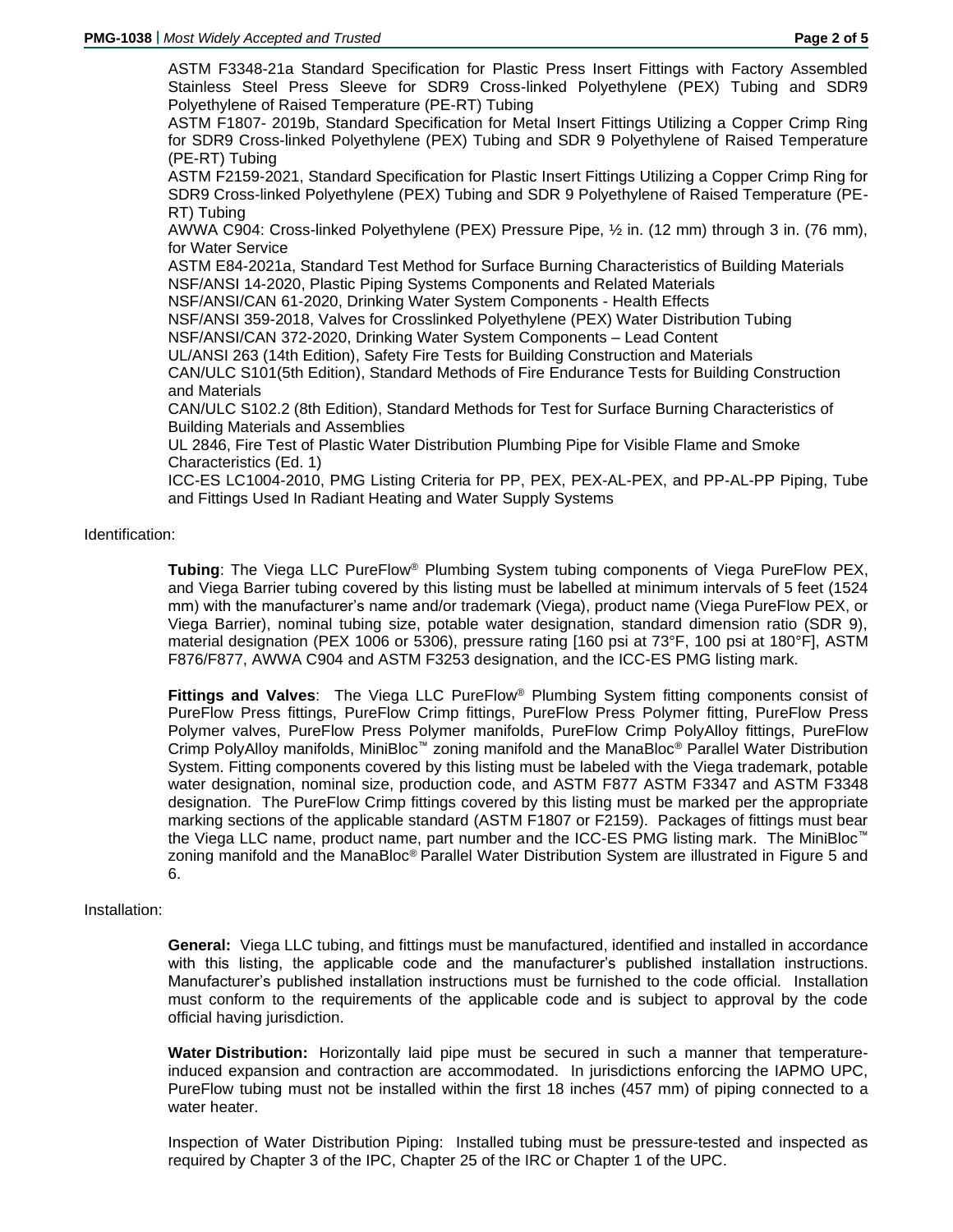ASTM F3348-21a Standard Specification for Plastic Press Insert Fittings with Factory Assembled Stainless Steel Press Sleeve for SDR9 Cross-linked Polyethylene (PEX) Tubing and SDR9 Polyethylene of Raised Temperature (PE-RT) Tubing

ASTM F1807- 2019b, Standard Specification for Metal Insert Fittings Utilizing a Copper Crimp Ring for SDR9 Cross-linked Polyethylene (PEX) Tubing and SDR 9 Polyethylene of Raised Temperature (PE-RT) Tubing

ASTM F2159-2021, Standard Specification for Plastic Insert Fittings Utilizing a Copper Crimp Ring for SDR9 Cross-linked Polyethylene (PEX) Tubing and SDR 9 Polyethylene of Raised Temperature (PE-RT) Tubing

AWWA C904: Cross-linked Polyethylene (PEX) Pressure Pipe, ½ in. (12 mm) through 3 in. (76 mm), for Water Service

ASTM E84-2021a, Standard Test Method for Surface Burning Characteristics of Building Materials

NSF/ANSI 14-2020, Plastic Piping Systems Components and Related Materials

NSF/ANSI/CAN 61-2020, Drinking Water System Components - Health Effects

NSF/ANSI 359-2018, Valves for Crosslinked Polyethylene (PEX) Water Distribution Tubing

NSF/ANSI/CAN 372-2020, Drinking Water System Components – Lead Content

UL/ANSI 263 (14th Edition), Safety Fire Tests for Building Construction and Materials

CAN/ULC S101(5th Edition), Standard Methods of Fire Endurance Tests for Building Construction and Materials

CAN/ULC S102.2 (8th Edition), Standard Methods for Test for Surface Burning Characteristics of Building Materials and Assemblies

UL 2846, Fire Test of Plastic Water Distribution Plumbing Pipe for Visible Flame and Smoke Characteristics (Ed. 1)

ICC-ES LC1004-2010, PMG Listing Criteria for PP, PEX, PEX-AL-PEX, and PP-AL-PP Piping, Tube and Fittings Used In Radiant Heating and Water Supply Systems

Identification:

**Tubing**: The Viega LLC PureFlow® Plumbing System tubing components of Viega PureFlow PEX, and Viega Barrier tubing covered by this listing must be labelled at minimum intervals of 5 feet (1524 mm) with the manufacturer's name and/or trademark (Viega), product name (Viega PureFlow PEX, or Viega Barrier), nominal tubing size, potable water designation, standard dimension ratio (SDR 9), material designation (PEX 1006 or 5306), pressure rating [160 psi at 73°F, 100 psi at 180°F], ASTM F876/F877, AWWA C904 and ASTM F3253 designation, and the ICC-ES PMG listing mark.

**Fittings and Valves**: The Viega LLC PureFlow® Plumbing System fitting components consist of PureFlow Press fittings, PureFlow Crimp fittings, PureFlow Press Polymer fitting, PureFlow Press Polymer valves, PureFlow Press Polymer manifolds, PureFlow Crimp PolyAlloy fittings, PureFlow Crimp PolyAlloy manifolds, MiniBloc™ zoning manifold and the ManaBloc® Parallel Water Distribution System. Fitting components covered by this listing must be labeled with the Viega trademark, potable water designation, nominal size, production code, and ASTM F877 ASTM F3347 and ASTM F3348 designation. The PureFlow Crimp fittings covered by this listing must be marked per the appropriate marking sections of the applicable standard (ASTM F1807 or F2159). Packages of fittings must bear the Viega LLC name, product name, part number and the ICC-ES PMG listing mark. The MiniBloc™ zoning manifold and the ManaBloc® Parallel Water Distribution System are illustrated in Figure 5 and 6.

Installation:

**General:** Viega LLC tubing, and fittings must be manufactured, identified and installed in accordance with this listing, the applicable code and the manufacturer's published installation instructions. Manufacturer's published installation instructions must be furnished to the code official. Installation must conform to the requirements of the applicable code and is subject to approval by the code official having jurisdiction.

**Water Distribution:** Horizontally laid pipe must be secured in such a manner that temperature-induced expansion and contraction are accommodated. In jurisdictions enforcing the IAPMO UPC, PureFlow tubing must not be installed within the first 18 inches (457 mm) of piping connected to a water heater.

Inspection of Water Distribution Piping: Installed tubing must be pressure-tested and inspected as required by Chapter 3 of the IPC, Chapter 25 of the IRC or Chapter 1 of the UPC.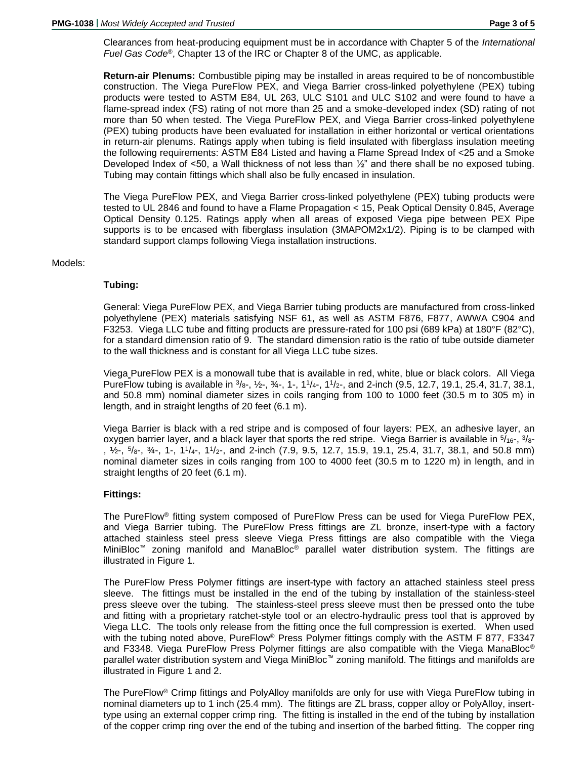Clearances from heat-producing equipment must be in accordance with Chapter 5 of the *International Fuel Gas Code*®, Chapter 13 of the IRC or Chapter 8 of the UMC, as applicable.

**Return-air Plenums:** Combustible piping may be installed in areas required to be of noncombustible construction. The Viega PureFlow PEX, and Viega Barrier cross-linked polyethylene (PEX) tubing products were tested to ASTM E84, UL 263, ULC S101 and ULC S102 and were found to have a flame-spread index (FS) rating of not more than 25 and a smoke-developed index (SD) rating of not more than 50 when tested. The Viega PureFlow PEX, and Viega Barrier cross-linked polyethylene (PEX) tubing products have been evaluated for installation in either horizontal or vertical orientations in return-air plenums. Ratings apply when tubing is field insulated with fiberglass insulation meeting the following requirements: ASTM E84 Listed and having a Flame Spread Index of <25 and a Smoke Developed Index of <50, a Wall thickness of not less than ½" and there shall be no exposed tubing. Tubing may contain fittings which shall also be fully encased in insulation.

The Viega PureFlow PEX, and Viega Barrier cross-linked polyethylene (PEX) tubing products were tested to UL 2846 and found to have a Flame Propagation < 15, Peak Optical Density 0.845, Average Optical Density 0.125. Ratings apply when all areas of exposed Viega pipe between PEX Pipe supports is to be encased with fiberglass insulation (3MAPOM2x1/2). Piping is to be clamped with standard support clamps following Viega installation instructions.

Models:

**Tubing:**

General: Viega PureFlow PEX, and Viega Barrier tubing products are manufactured from cross-linked polyethylene (PEX) materials satisfying NSF 61, as well as ASTM F876, F877, AWWA C904 and F3253. Viega LLC tube and fitting products are pressure-rated for 100 psi (689 kPa) at 180°F (82°C), for a standard dimension ratio of 9. The standard dimension ratio is the ratio of tube outside diameter to the wall thickness and is constant for all Viega LLC tube sizes.

Viega PureFlow PEX is a monowall tube that is available in red, white, blue or black colors. All Viega PureFlow tubing is available in 3/8-, ½-, ¾-, 1-, 1 1/4-, 1 1/2-, and 2-inch (9.5, 12.7, 19.1, 25.4, 31.7, 38.1, and 50.8 mm) nominal diameter sizes in coils ranging from 100 to 1000 feet (30.5 m to 305 m) in length, and in straight lengths of 20 feet (6.1 m).

Viega Barrier is black with a red stripe and is composed of four layers: PEX, an adhesive layer, an oxygen barrier layer, and a black layer that sports the red stripe. Viega Barrier is available in 5/16-, 3/8-, ½-, 5/8-, ¾-, 1-, 1 1/4-, 1 1/2-, and 2-inch (7.9, 9.5, 12.7, 15.9, 19.1, 25.4, 31.7, 38.1, and 50.8 mm) nominal diameter sizes in coils ranging from 100 to 4000 feet (30.5 m to 1220 m) in length, and in straight lengths of 20 feet (6.1 m).

**Fittings:**

The PureFlow® fitting system composed of PureFlow Press can be used for Viega PureFlow PEX, and Viega Barrier tubing. The PureFlow Press fittings are ZL bronze, insert-type with a factory attached stainless steel press sleeve Viega Press fittings are also compatible with the Viega MiniBloc™ zoning manifold and ManaBloc® parallel water distribution system. The fittings are illustrated in Figure 1.

The PureFlow Press Polymer fittings are insert-type with factory an attached stainless steel press sleeve. The fittings must be installed in the end of the tubing by installation of the stainless-steel press sleeve over the tubing. The stainless-steel press sleeve must then be pressed onto the tube and fitting with a proprietary ratchet-style tool or an electro-hydraulic press tool that is approved by Viega LLC. The tools only release from the fitting once the full compression is exerted. When used with the tubing noted above, PureFlow® Press Polymer fittings comply with the ASTM F 877, F3347 and F3348. Viega PureFlow Press Polymer fittings are also compatible with the Viega ManaBloc® parallel water distribution system and Viega MiniBloc™ zoning manifold. The fittings and manifolds are illustrated in Figure 1 and 2.

The PureFlow® Crimp fittings and PolyAlloy manifolds are only for use with Viega PureFlow tubing in nominal diameters up to 1 inch (25.4 mm). The fittings are ZL brass, copper alloy or PolyAlloy, insert-type using an external copper crimp ring. The fitting is installed in the end of the tubing by installation of the copper crimp ring over the end of the tubing and insertion of the barbed fitting. The copper ring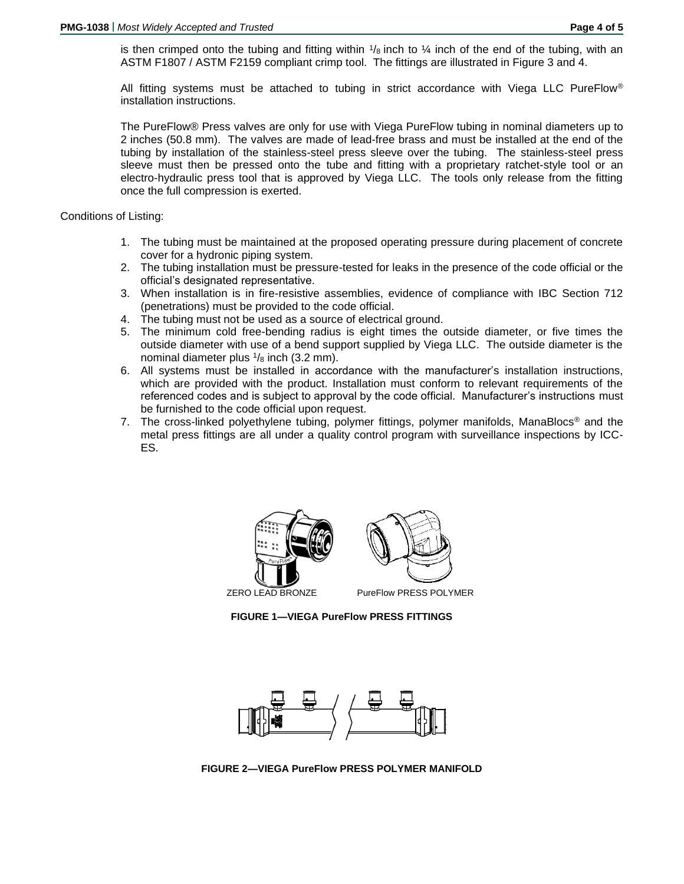is then crimped onto the tubing and fitting within $^{1}/_{8}$ inch to ¼ inch of the end of the tubing, with an ASTM F1807 / ASTM F2159 compliant crimp tool. The fittings are illustrated in Figure 3 and 4.

All fitting systems must be attached to tubing in strict accordance with Viega LLC PureFlow® installation instructions.

The PureFlow® Press valves are only for use with Viega PureFlow tubing in nominal diameters up to 2 inches (50.8 mm). The valves are made of lead-free brass and must be installed at the end of the tubing by installation of the stainless-steel press sleeve over the tubing. The stainless-steel press sleeve must then be pressed onto the tube and fitting with a proprietary ratchet-style tool or an electro-hydraulic press tool that is approved by Viega LLC. The tools only release from the fitting once the full compression is exerted.

Conditions of Listing:

1. The tubing must be maintained at the proposed operating pressure during placement of concrete cover for a hydronic piping system.
2. The tubing installation must be pressure-tested for leaks in the presence of the code official or the official's designated representative.
3. When installation is in fire-resistive assemblies, evidence of compliance with IBC Section 712 (penetrations) must be provided to the code official.
4. The tubing must not be used as a source of electrical ground.
5. The minimum cold free-bending radius is eight times the outside diameter, or five times the outside diameter with use of a bend support supplied by Viega LLC. The outside diameter is the nominal diameter plus $^{1}/_{8}$ inch (3.2 mm).
6. All systems must be installed in accordance with the manufacturer's installation instructions, which are provided with the product. Installation must conform to relevant requirements of the referenced codes and is subject to approval by the code official. Manufacturer's instructions must be furnished to the code official upon request.
7. The cross-linked polyethylene tubing, polymer fittings, polymer manifolds, ManaBlocs® and the metal press fittings are all under a quality control program with surveillance inspections by ICC-ES.

ZERO LEAD BRONZE PureFlow PRESS POLYMER

**FIGURE 1—VIEGA PureFlow PRESS FITTINGS**

**FIGURE 2—VIEGA PureFlow PRESS POLYMER MANIFOLD**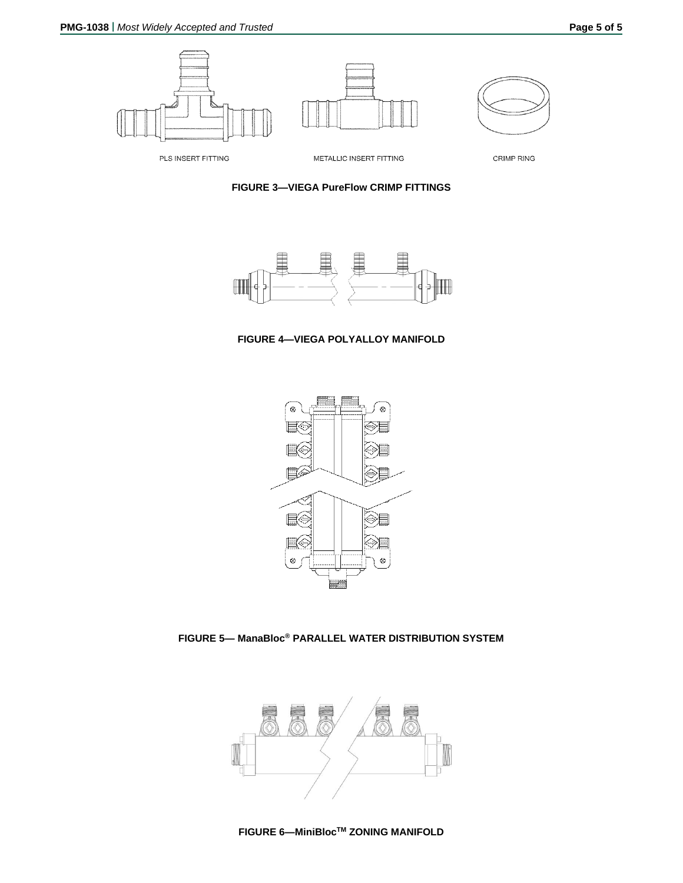PLS INSERT FITTING

METALLIC INSERT FITTING

CRIMP RING

**FIGURE 3—VIEGA PureFlow CRIMP FITTINGS**

**FIGURE 4—VIEGA POLYALLOY MANIFOLD**

**FIGURE 5— ManaBloc® PARALLEL WATER DISTRIBUTION SYSTEM**

**FIGURE 6—MiniBloc™ ZONING MANIFOLD**